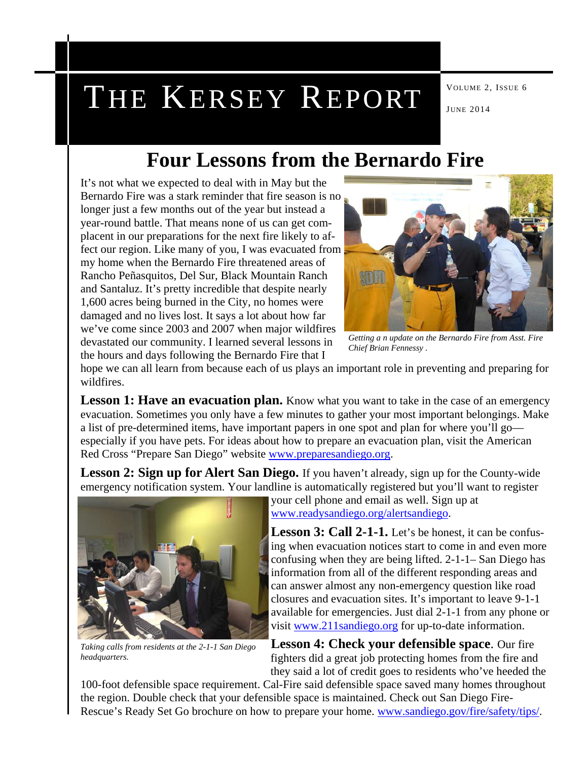# THE KERSEY REPORT

VOLUME 2, ISSUE 6

JUNE 2014

## Four Lessons from the Bernardo Fire

It's not what we expected to deal with in May but the Bernardo Fire was a stark reminder that fire season is no longer just a few months out of the year but instead a year-round battle. That means none of us can get complacent in our preparations for the next fire likely to affect our region. Like many of you, I was evacuated from my home when the Bernardo Fire threatened areas of Rancho Peñasquitos, Del Sur, Black Mountain Ranch and Santaluz. It's pretty incredible that despite nearly 1,600 acres being burned in the City, no homes were damaged and no lives lost. It says a lot about how far we've come since 2003 and 2007 when major wildfires devastated our community. I learned several lessons in the hours and days following the Bernardo Fire that I hope we can all learn from because each of us plays an important role in preventing and preparing for wildfires.

*Getting a n update on the Bernardo Fire from Asst. Fire Chief Brian Fennessy .*

**Lesson 1: Have an evacuation plan.** Know what you want to take in the case of an emergency evacuation. Sometimes you only have a few minutes to gather your most important belongings. Make a list of pre-determined items, have important papers in one spot and plan for where you'll go—especially if you have pets. For ideas about how to prepare an evacuation plan, visit the American Red Cross "Prepare San Diego" website www.preparesandiego.org.

**Lesson 2: Sign up for Alert San Diego.** If you haven't already, sign up for the County-wide emergency notification system. Your landline is automatically registered but you'll want to register your cell phone and email as well. Sign up at www.readysandiego.org/alertsandiego.

*Taking calls from residents at the 2-1-1 San Diego headquarters.*

**Lesson 3: Call 2-1-1.** Let's be honest, it can be confusing when evacuation notices start to come in and even more confusing when they are being lifted. 2-1-1– San Diego has information from all of the different responding areas and can answer almost any non-emergency question like road closures and evacuation sites. It's important to leave 9-1-1 available for emergencies. Just dial 2-1-1 from any phone or visit www.211sandiego.org for up-to-date information.

**Lesson 4: Check your defensible space.** Our fire fighters did a great job protecting homes from the fire and they said a lot of credit goes to residents who've heeded the 100-foot defensible space requirement. Cal-Fire said defensible space saved many homes throughout the region. Double check that your defensible space is maintained. Check out San Diego Fire-Rescue's Ready Set Go brochure on how to prepare your home. www.sandiego.gov/fire/safety/tips/.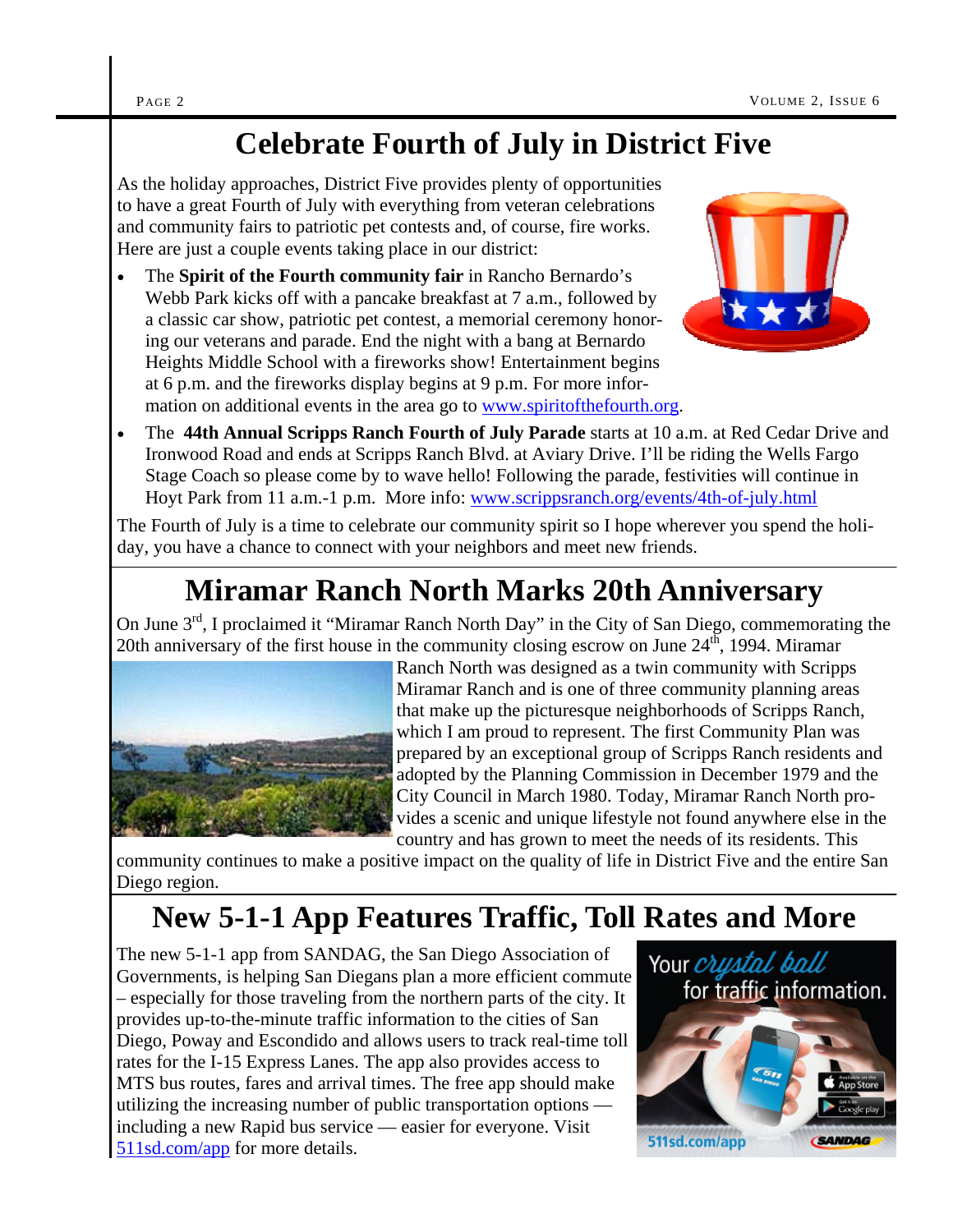# Celebrate Fourth of July in District Five

As the holiday approaches, District Five provides plenty of opportunities to have a great Fourth of July with everything from veteran celebrations and community fairs to patriotic pet contests and, of course, fire works. Here are just a couple events taking place in our district:

- The **Spirit of the Fourth community fair** in Rancho Bernardo's Webb Park kicks off with a pancake breakfast at 7 a.m., followed by a classic car show, patriotic pet contest, a memorial ceremony honoring our veterans and parade. End the night with a bang at Bernardo Heights Middle School with a fireworks show! Entertainment begins at 6 p.m. and the fireworks display begins at 9 p.m. For more information on additional events in the area go to www.spiritofthefourth.org.
- The **44th Annual Scripps Ranch Fourth of July Parade** starts at 10 a.m. at Red Cedar Drive and Ironwood Road and ends at Scripps Ranch Blvd. at Aviary Drive. I'll be riding the Wells Fargo Stage Coach so please come by to wave hello! Following the parade, festivities will continue in Hoyt Park from 11 a.m.-1 p.m. More info: www.scrippsranch.org/events/4th-of-july.html

The Fourth of July is a time to celebrate our community spirit so I hope wherever you spend the holiday, you have a chance to connect with your neighbors and meet new friends.

# Miramar Ranch North Marks 20th Anniversary

On June 3rd, I proclaimed it "Miramar Ranch North Day" in the City of San Diego, commemorating the 20th anniversary of the first house in the community closing escrow on June 24th, 1994. Miramar Ranch North was designed as a twin community with Scripps Miramar Ranch and is one of three community planning areas that make up the picturesque neighborhoods of Scripps Ranch, which I am proud to represent. The first Community Plan was prepared by an exceptional group of Scripps Ranch residents and adopted by the Planning Commission in December 1979 and the City Council in March 1980. Today, Miramar Ranch North provides a scenic and unique lifestyle not found anywhere else in the country and has grown to meet the needs of its residents. This community continues to make a positive impact on the quality of life in District Five and the entire San Diego region.

# New 5-1-1 App Features Traffic, Toll Rates and More

The new 5-1-1 app from SANDAG, the San Diego Association of Governments, is helping San Diegans plan a more efficient commute – especially for those traveling from the northern parts of the city. It provides up-to-the-minute traffic information to the cities of San Diego, Poway and Escondido and allows users to track real-time toll rates for the I-15 Express Lanes. The app also provides access to MTS bus routes, fares and arrival times. The free app should make utilizing the increasing number of public transportation options — including a new Rapid bus service — easier for everyone. Visit 511sd.com/app for more details.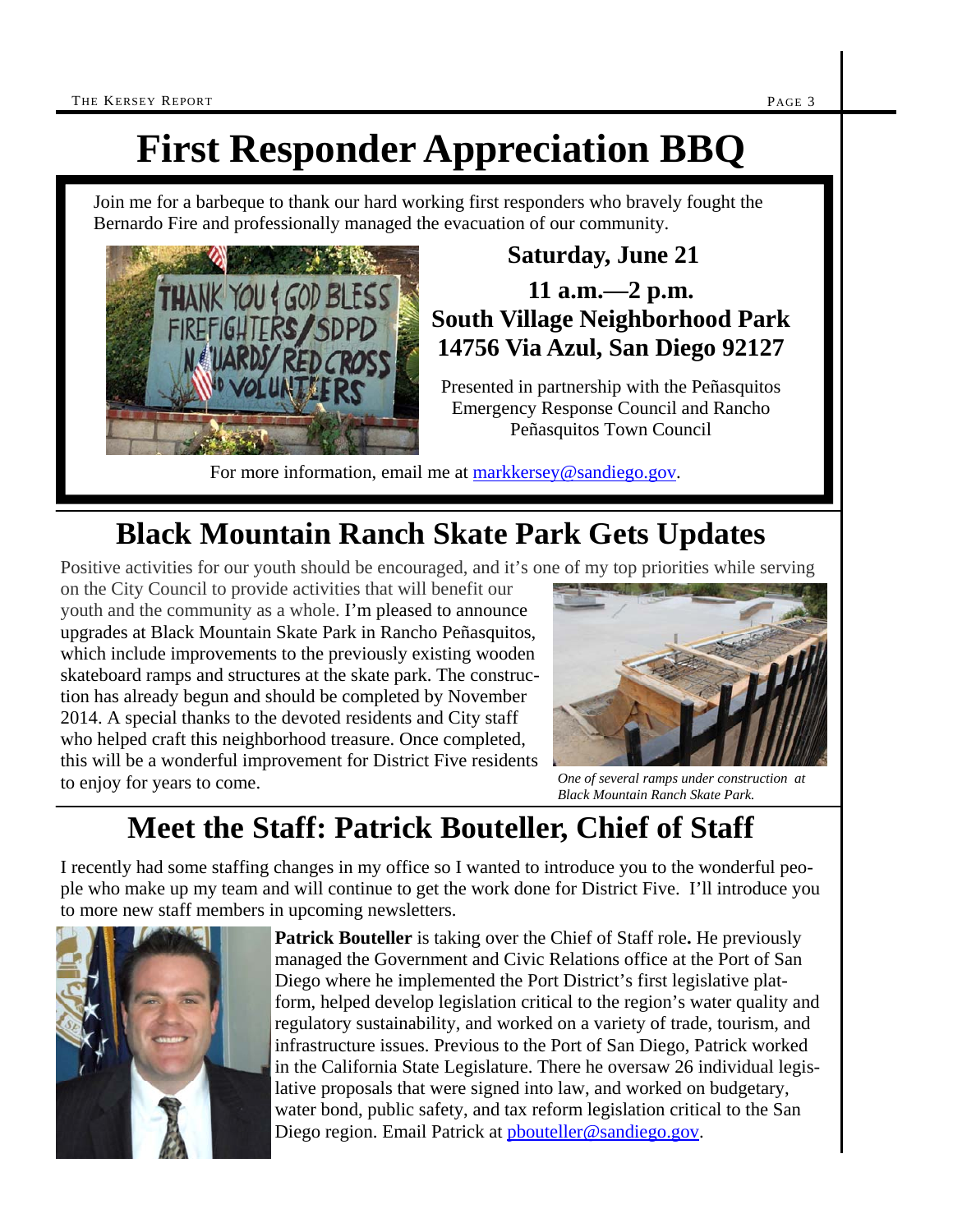# First Responder Appreciation BBQ

Join me for a barbeque to thank our hard working first responders who bravely fought the Bernardo Fire and professionally managed the evacuation of our community.

**Saturday, June 21**

**11 a.m.—2 p.m.**

**South Village Neighborhood Park**
**14756 Via Azul, San Diego 92127**

Presented in partnership with the Peñasquitos Emergency Response Council and Rancho Peñasquitos Town Council

For more information, email me at markkersey@sandiego.gov.

# Black Mountain Ranch Skate Park Gets Updates

Positive activities for our youth should be encouraged, and it's one of my top priorities while serving on the City Council to provide activities that will benefit our youth and the community as a whole. I'm pleased to announce upgrades at Black Mountain Skate Park in Rancho Peñasquitos, which include improvements to the previously existing wooden skateboard ramps and structures at the skate park. The construction has already begun and should be completed by November 2014. A special thanks to the devoted residents and City staff who helped craft this neighborhood treasure. Once completed, this will be a wonderful improvement for District Five residents to enjoy for years to come.

*One of several ramps under construction at Black Mountain Ranch Skate Park.*

# Meet the Staff: Patrick Bouteller, Chief of Staff

I recently had some staffing changes in my office so I wanted to introduce you to the wonderful people who make up my team and will continue to get the work done for District Five. I'll introduce you to more new staff members in upcoming newsletters.

**Patrick Bouteller** is taking over the Chief of Staff role**.** He previously managed the Government and Civic Relations office at the Port of San Diego where he implemented the Port District's first legislative platform, helped develop legislation critical to the region's water quality and regulatory sustainability, and worked on a variety of trade, tourism, and infrastructure issues. Previous to the Port of San Diego, Patrick worked in the California State Legislature. There he oversaw 26 individual legislative proposals that were signed into law, and worked on budgetary, water bond, public safety, and tax reform legislation critical to the San Diego region. Email Patrick at pbouteller@sandiego.gov.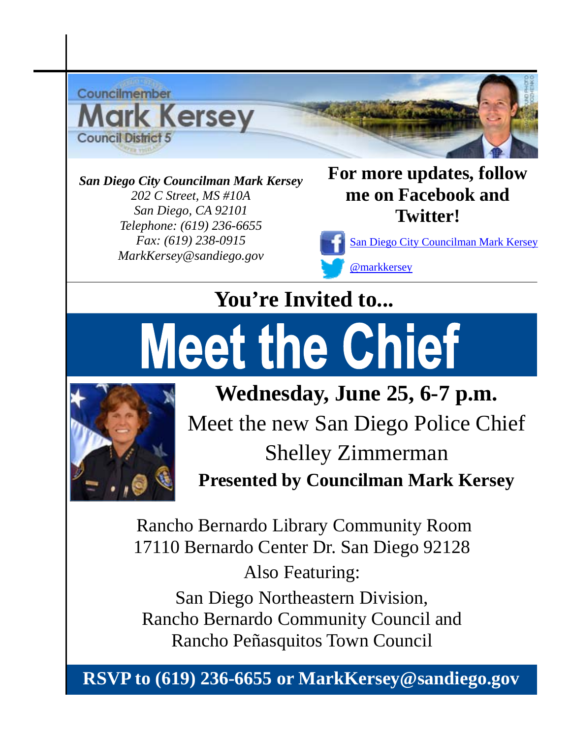Councilmember

# Mark Kersey

Council District 5

***San Diego City Councilman Mark Kersey***
*202 C Street, MS #10A*
*San Diego, CA 92101*
*Telephone: (619) 236-6655*
*Fax: (619) 238-0915*
*MarkKersey@sandiego.gov*

**For more updates, follow me on Facebook and Twitter!**

San Diego City Councilman Mark Kersey

@markkersey

## You're Invited to...

# Meet the Chief

**Wednesday, June 25, 6-7 p.m.**

Meet the new San Diego Police Chief Shelley Zimmerman

**Presented by Councilman Mark Kersey**

Rancho Bernardo Library Community Room
17110 Bernardo Center Dr. San Diego 92128

Also Featuring:

San Diego Northeastern Division,
Rancho Bernardo Community Council and
Rancho Peñasquitos Town Council

**RSVP to (619) 236-6655 or MarkKersey@sandiego.gov**